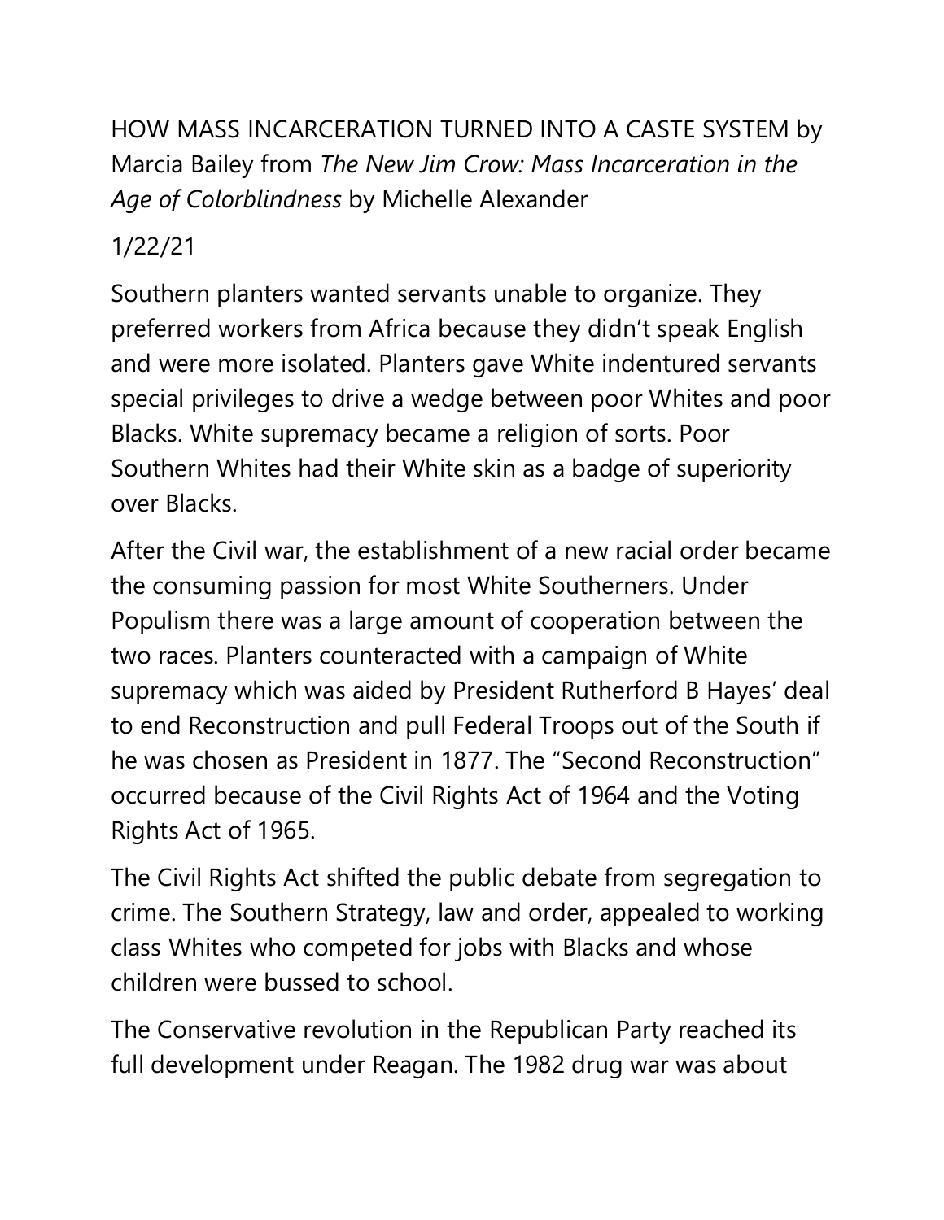HOW MASS INCARCERATION TURNED INTO A CASTE SYSTEM by Marcia Bailey from *The New Jim Crow: Mass Incarceration in the Age of Colorblindness* by Michelle Alexander

1/22/21

Southern planters wanted servants unable to organize. They preferred workers from Africa because they didn't speak English and were more isolated. Planters gave White indentured servants special privileges to drive a wedge between poor Whites and poor Blacks. White supremacy became a religion of sorts. Poor Southern Whites had their White skin as a badge of superiority over Blacks.

After the Civil war, the establishment of a new racial order became the consuming passion for most White Southerners. Under Populism there was a large amount of cooperation between the two races. Planters counteracted with a campaign of White supremacy which was aided by President Rutherford B Hayes' deal to end Reconstruction and pull Federal Troops out of the South if he was chosen as President in 1877. The "Second Reconstruction" occurred because of the Civil Rights Act of 1964 and the Voting Rights Act of 1965.

The Civil Rights Act shifted the public debate from segregation to crime. The Southern Strategy, law and order, appealed to working class Whites who competed for jobs with Blacks and whose children were bussed to school.

The Conservative revolution in the Republican Party reached its full development under Reagan. The 1982 drug war was about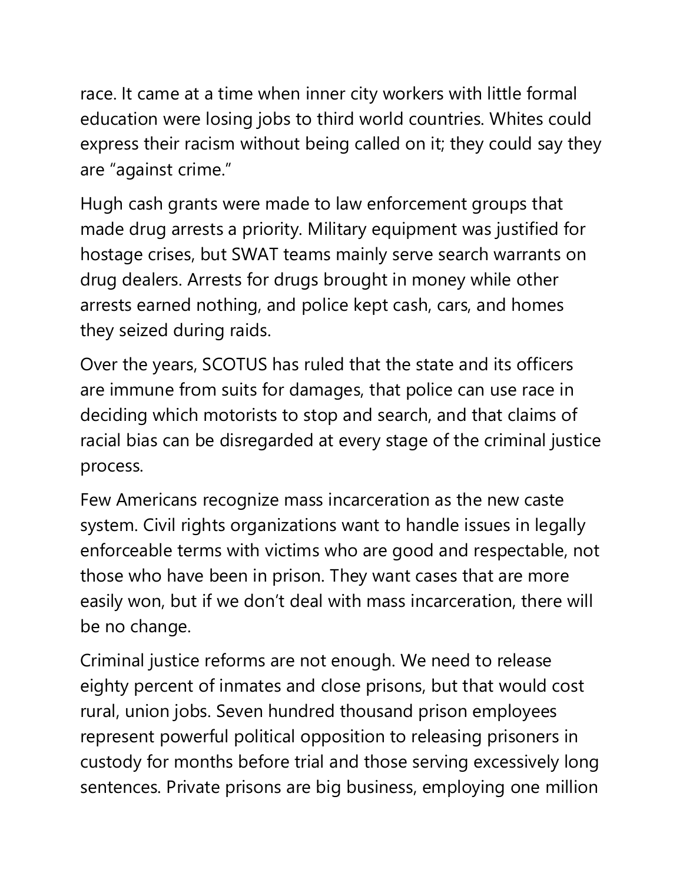race. It came at a time when inner city workers with little formal education were losing jobs to third world countries. Whites could express their racism without being called on it; they could say they are "against crime."

Hugh cash grants were made to law enforcement groups that made drug arrests a priority. Military equipment was justified for hostage crises, but SWAT teams mainly serve search warrants on drug dealers. Arrests for drugs brought in money while other arrests earned nothing, and police kept cash, cars, and homes they seized during raids.

Over the years, SCOTUS has ruled that the state and its officers are immune from suits for damages, that police can use race in deciding which motorists to stop and search, and that claims of racial bias can be disregarded at every stage of the criminal justice process.

Few Americans recognize mass incarceration as the new caste system. Civil rights organizations want to handle issues in legally enforceable terms with victims who are good and respectable, not those who have been in prison. They want cases that are more easily won, but if we don't deal with mass incarceration, there will be no change.

Criminal justice reforms are not enough. We need to release eighty percent of inmates and close prisons, but that would cost rural, union jobs. Seven hundred thousand prison employees represent powerful political opposition to releasing prisoners in custody for months before trial and those serving excessively long sentences. Private prisons are big business, employing one million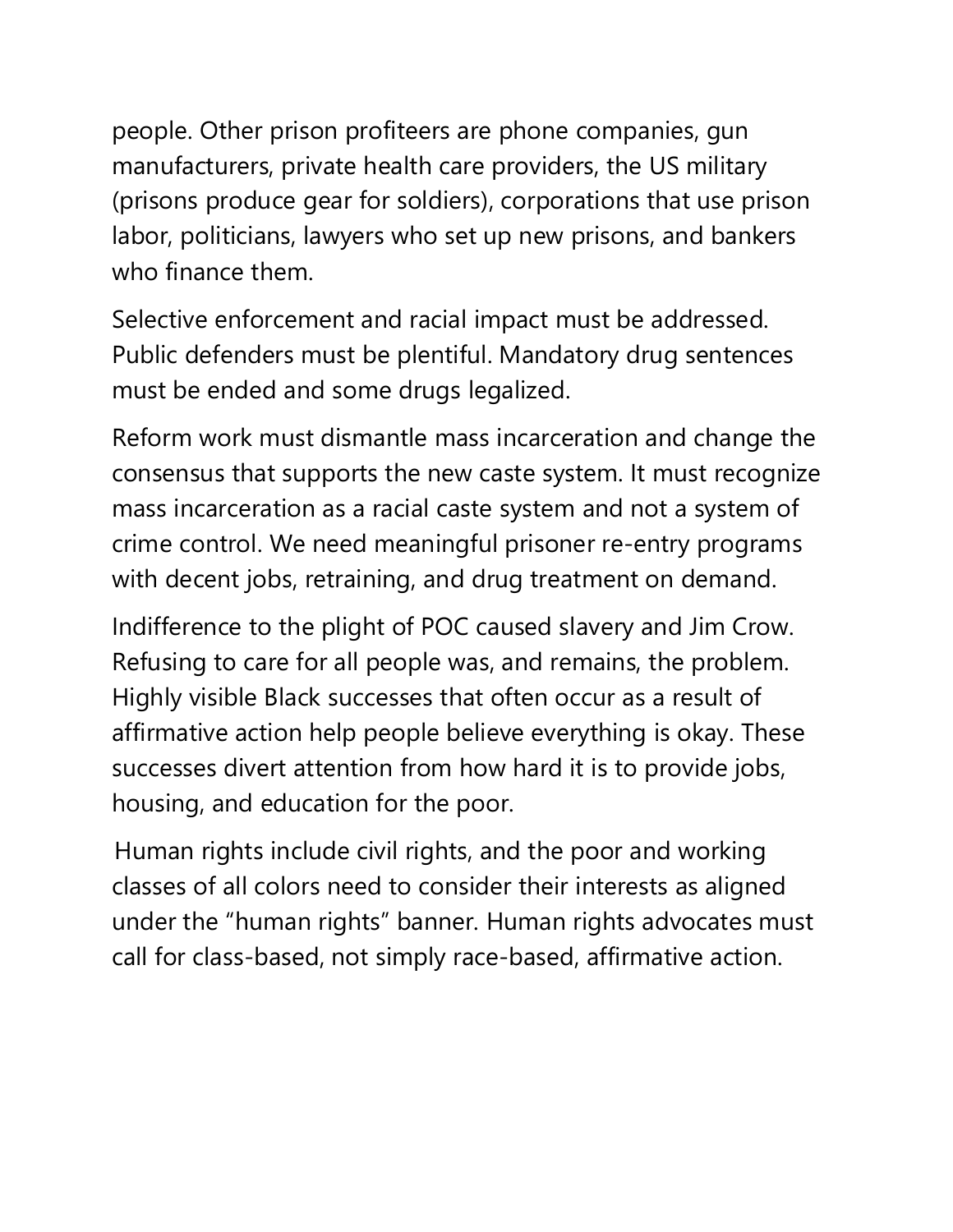people. Other prison profiteers are phone companies, gun manufacturers, private health care providers, the US military (prisons produce gear for soldiers), corporations that use prison labor, politicians, lawyers who set up new prisons, and bankers who finance them.

Selective enforcement and racial impact must be addressed. Public defenders must be plentiful. Mandatory drug sentences must be ended and some drugs legalized.

Reform work must dismantle mass incarceration and change the consensus that supports the new caste system. It must recognize mass incarceration as a racial caste system and not a system of crime control. We need meaningful prisoner re-entry programs with decent jobs, retraining, and drug treatment on demand.

Indifference to the plight of POC caused slavery and Jim Crow. Refusing to care for all people was, and remains, the problem. Highly visible Black successes that often occur as a result of affirmative action help people believe everything is okay. These successes divert attention from how hard it is to provide jobs, housing, and education for the poor.

Human rights include civil rights, and the poor and working classes of all colors need to consider their interests as aligned under the "human rights" banner. Human rights advocates must call for class-based, not simply race-based, affirmative action.